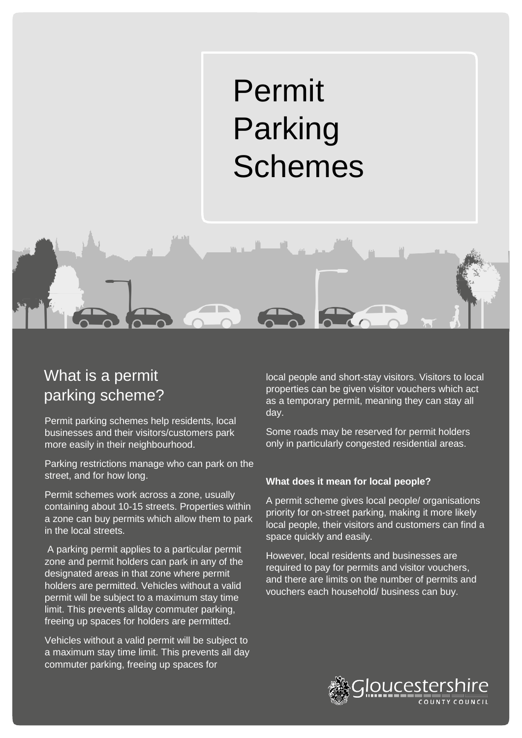# Permit Parking Schemes

## What is a permit parking scheme?

Permit parking schemes help residents, local businesses and their visitors/customers park more easily in their neighbourhood.

Parking restrictions manage who can park on the street, and for how long.

Permit schemes work across a zone, usually containing about 10-15 streets. Properties within a zone can buy permits which allow them to park in the local streets.

A parking permit applies to a particular permit zone and permit holders can park in any of the designated areas in that zone where permit holders are permitted. Vehicles without a valid permit will be subject to a maximum stay time limit. This prevents allday commuter parking, freeing up spaces for holders are permitted.

Vehicles without a valid permit will be subject to a maximum stay time limit. This prevents all day commuter parking, freeing up spaces for local people and short-stay visitors. Visitors to local properties can be given visitor vouchers which act as a temporary permit, meaning they can stay all day.

Some roads may be reserved for permit holders only in particularly congested residential areas.

**What does it mean for local people?**

A permit scheme gives local people/ organisations priority for on-street parking, making it more likely local people, their visitors and customers can find a space quickly and easily.

However, local residents and businesses are required to pay for permits and visitor vouchers, and there are limits on the number of permits and vouchers each household/ business can buy.

Gloucestershire COUNTY COUNCIL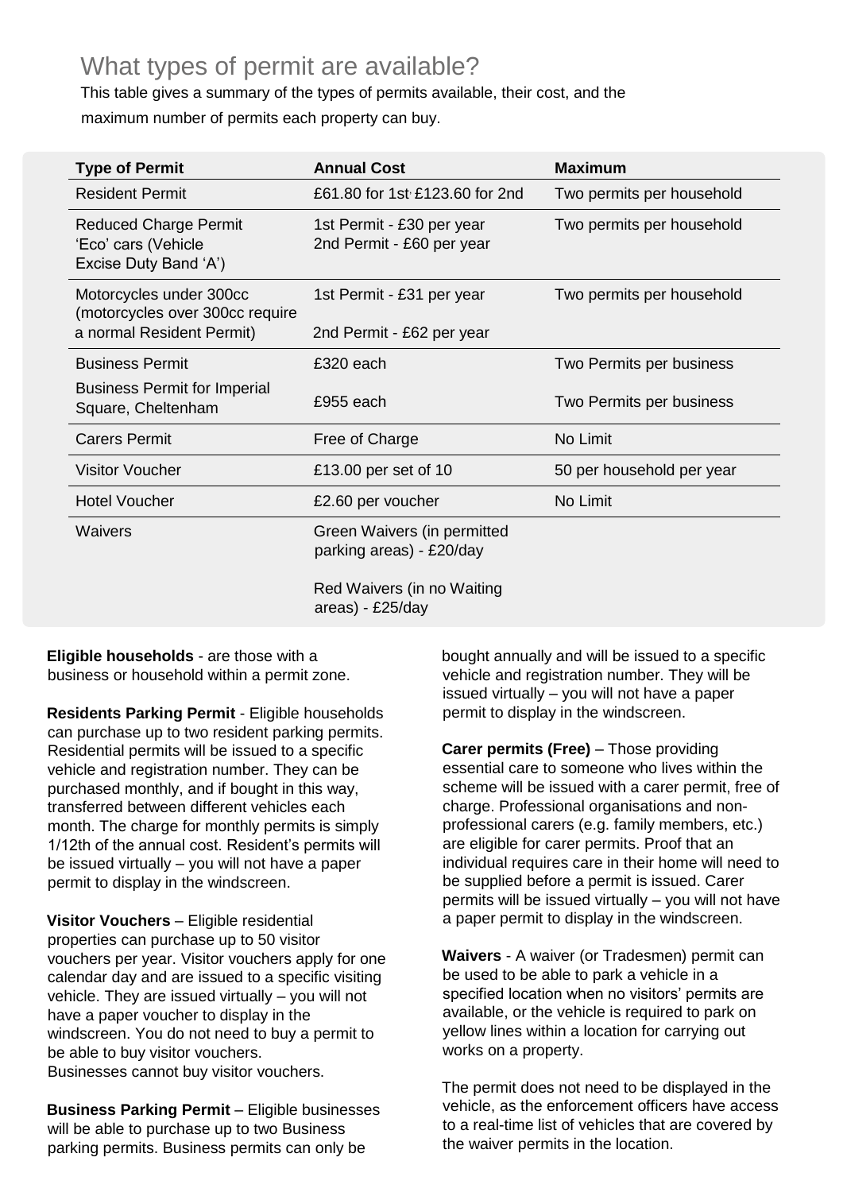## What types of permit are available?

This table gives a summary of the types of permits available, their cost, and the maximum number of permits each property can buy.

| Type of Permit | Annual Cost | Maximum |
|---|---|---|
| Resident Permit | £61.80 for 1st, £123.60 for 2nd | Two permits per household |
| Reduced Charge Permit 'Eco' cars (Vehicle Excise Duty Band 'A') | 1st Permit - £30 per year<br>2nd Permit - £60 per year | Two permits per household |
| Motorcycles under 300cc (motorcycles over 300cc require a normal Resident Permit) | 1st Permit - £31 per year<br>2nd Permit - £62 per year | Two permits per household |
| Business Permit | £320 each | Two Permits per business |
| Business Permit for Imperial Square, Cheltenham | £955 each | Two Permits per business |
| Carers Permit | Free of Charge | No Limit |
| Visitor Voucher | £13.00 per set of 10 | 50 per household per year |
| Hotel Voucher | £2.60 per voucher | No Limit |
| Waivers | Green Waivers (in permitted parking areas) - £20/day<br>Red Waivers (in no Waiting areas) - £25/day | |

**Eligible households** - are those with a business or household within a permit zone.

**Residents Parking Permit** - Eligible households can purchase up to two resident parking permits. Residential permits will be issued to a specific vehicle and registration number. They can be purchased monthly, and if bought in this way, transferred between different vehicles each month. The charge for monthly permits is simply 1/12th of the annual cost. Resident's permits will be issued virtually – you will not have a paper permit to display in the windscreen.

**Visitor Vouchers** – Eligible residential properties can purchase up to 50 visitor vouchers per year. Visitor vouchers apply for one calendar day and are issued to a specific visiting vehicle. They are issued virtually – you will not have a paper voucher to display in the windscreen. You do not need to buy a permit to be able to buy visitor vouchers.
Businesses cannot buy visitor vouchers.

**Business Parking Permit** – Eligible businesses will be able to purchase up to two Business parking permits. Business permits can only be bought annually and will be issued to a specific vehicle and registration number. They will be issued virtually – you will not have a paper permit to display in the windscreen.

**Carer permits (Free)** – Those providing essential care to someone who lives within the scheme will be issued with a carer permit, free of charge. Professional organisations and non-professional carers (e.g. family members, etc.) are eligible for carer permits. Proof that an individual requires care in their home will need to be supplied before a permit is issued. Carer permits will be issued virtually – you will not have a paper permit to display in the windscreen.

**Waivers** - A waiver (or Tradesmen) permit can be used to be able to park a vehicle in a specified location when no visitors' permits are available, or the vehicle is required to park on yellow lines within a location for carrying out works on a property.

The permit does not need to be displayed in the vehicle, as the enforcement officers have access to a real-time list of vehicles that are covered by the waiver permits in the location.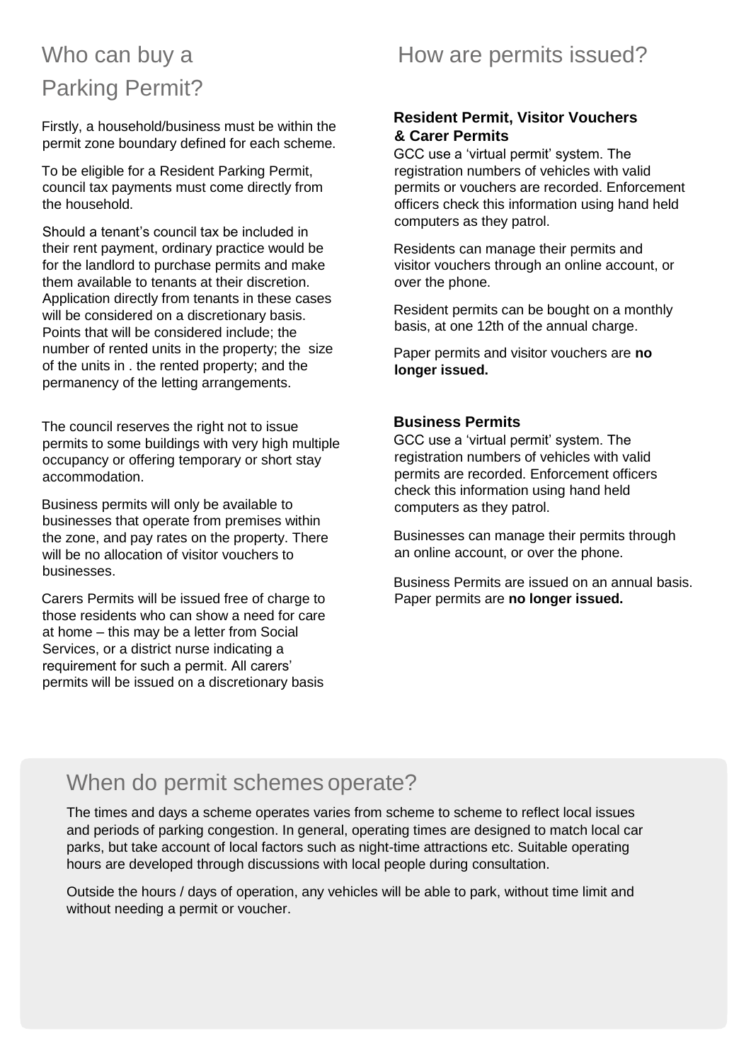## Who can buy a Parking Permit?

Firstly, a household/business must be within the permit zone boundary defined for each scheme.

To be eligible for a Resident Parking Permit, council tax payments must come directly from the household.

Should a tenant's council tax be included in their rent payment, ordinary practice would be for the landlord to purchase permits and make them available to tenants at their discretion. Application directly from tenants in these cases will be considered on a discretionary basis. Points that will be considered include; the number of rented units in the property; the size of the units in . the rented property; and the permanency of the letting arrangements.

The council reserves the right not to issue permits to some buildings with very high multiple occupancy or offering temporary or short stay accommodation.

Business permits will only be available to businesses that operate from premises within the zone, and pay rates on the property. There will be no allocation of visitor vouchers to businesses.

Carers Permits will be issued free of charge to those residents who can show a need for care at home – this may be a letter from Social Services, or a district nurse indicating a requirement for such a permit. All carers' permits will be issued on a discretionary basis

## How are permits issued?

### Resident Permit, Visitor Vouchers & Carer Permits

GCC use a 'virtual permit' system. The registration numbers of vehicles with valid permits or vouchers are recorded. Enforcement officers check this information using hand held computers as they patrol.

Residents can manage their permits and visitor vouchers through an online account, or over the phone.

Resident permits can be bought on a monthly basis, at one 12th of the annual charge.

Paper permits and visitor vouchers are **no longer issued.**

### Business Permits

GCC use a 'virtual permit' system. The registration numbers of vehicles with valid permits are recorded. Enforcement officers check this information using hand held computers as they patrol.

Businesses can manage their permits through an online account, or over the phone.

Business Permits are issued on an annual basis. Paper permits are **no longer issued.**

## When do permit schemes operate?

The times and days a scheme operates varies from scheme to scheme to reflect local issues and periods of parking congestion. In general, operating times are designed to match local car parks, but take account of local factors such as night-time attractions etc. Suitable operating hours are developed through discussions with local people during consultation.

Outside the hours / days of operation, any vehicles will be able to park, without time limit and without needing a permit or voucher.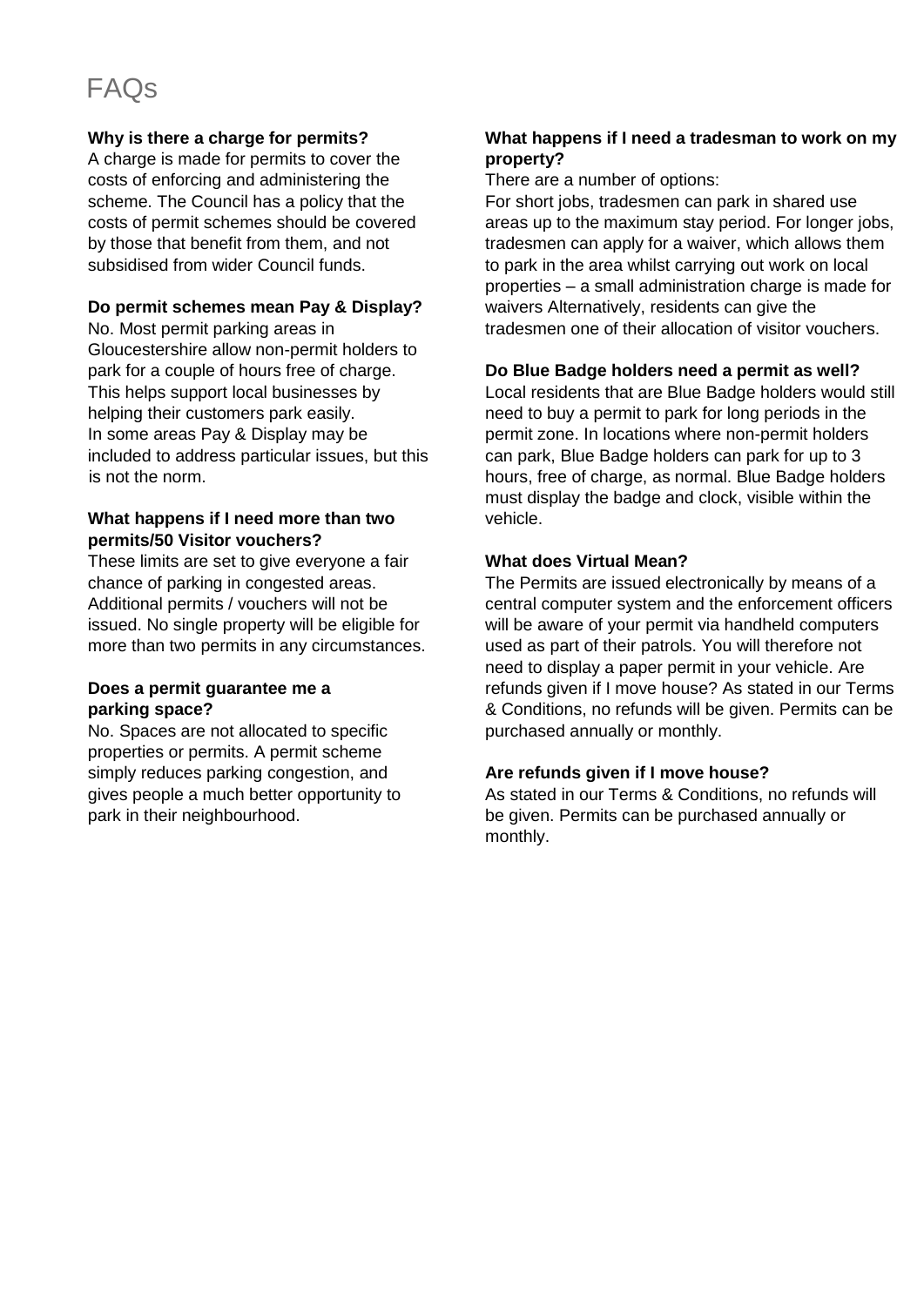# FAQs

**Why is there a charge for permits?**

A charge is made for permits to cover the costs of enforcing and administering the scheme. The Council has a policy that the costs of permit schemes should be covered by those that benefit from them, and not subsidised from wider Council funds.

**Do permit schemes mean Pay & Display?**

No. Most permit parking areas in Gloucestershire allow non-permit holders to park for a couple of hours free of charge. This helps support local businesses by helping their customers park easily.
In some areas Pay & Display may be included to address particular issues, but this is not the norm.

**What happens if I need more than two permits/50 Visitor vouchers?**

These limits are set to give everyone a fair chance of parking in congested areas. Additional permits / vouchers will not be issued. No single property will be eligible for more than two permits in any circumstances.

**Does a permit guarantee me a parking space?**

No. Spaces are not allocated to specific properties or permits. A permit scheme simply reduces parking congestion, and gives people a much better opportunity to park in their neighbourhood.

**What happens if I need a tradesman to work on my property?**

There are a number of options:
For short jobs, tradesmen can park in shared use areas up to the maximum stay period. For longer jobs, tradesmen can apply for a waiver, which allows them to park in the area whilst carrying out work on local properties – a small administration charge is made for waivers Alternatively, residents can give the tradesmen one of their allocation of visitor vouchers.

**Do Blue Badge holders need a permit as well?**

Local residents that are Blue Badge holders would still need to buy a permit to park for long periods in the permit zone. In locations where non-permit holders can park, Blue Badge holders can park for up to 3 hours, free of charge, as normal. Blue Badge holders must display the badge and clock, visible within the vehicle.

**What does Virtual Mean?**

The Permits are issued electronically by means of a central computer system and the enforcement officers will be aware of your permit via handheld computers used as part of their patrols. You will therefore not need to display a paper permit in your vehicle. Are refunds given if I move house? As stated in our Terms & Conditions, no refunds will be given. Permits can be purchased annually or monthly.

**Are refunds given if I move house?**

As stated in our Terms & Conditions, no refunds will be given. Permits can be purchased annually or monthly.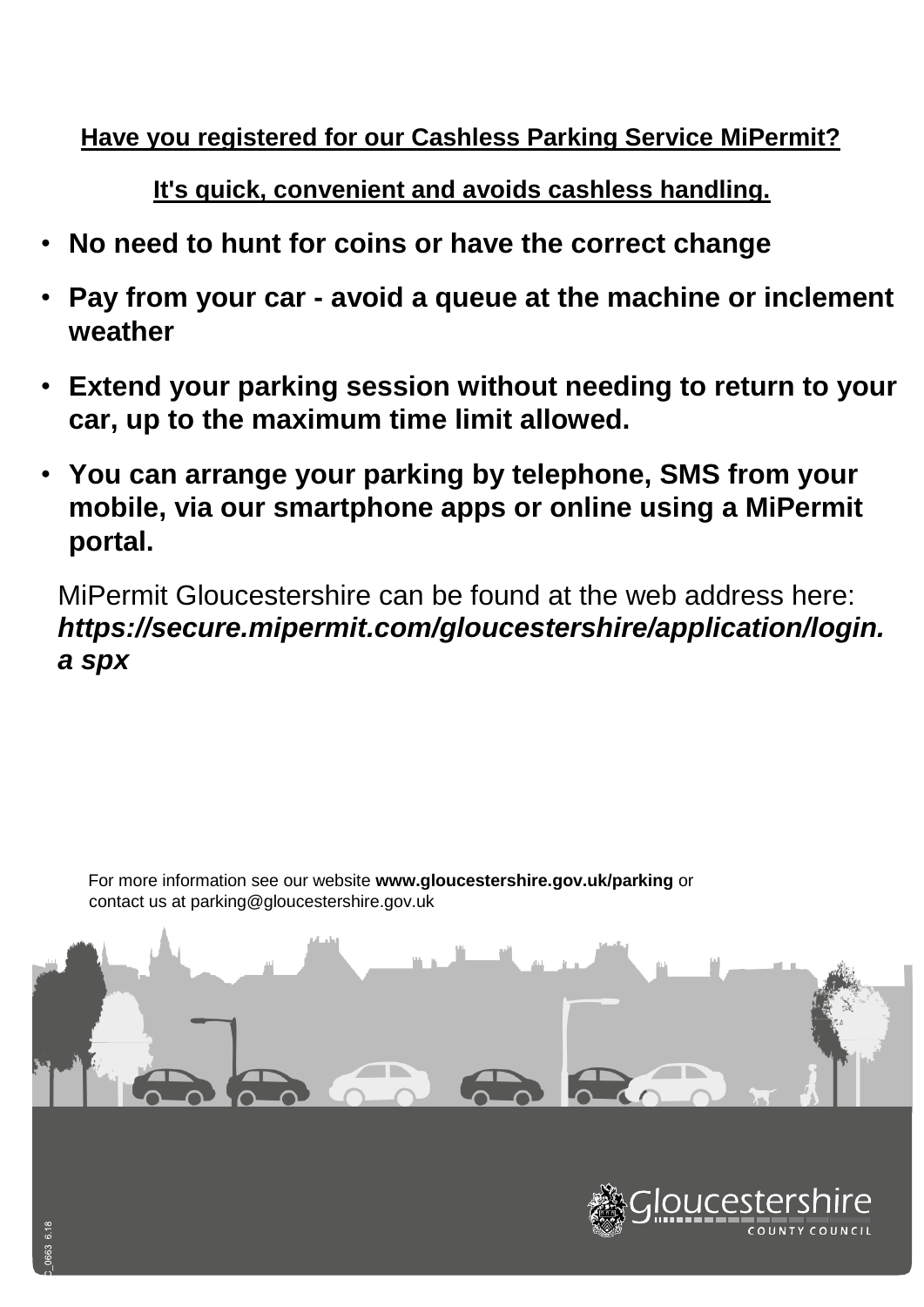**<u>Have you registered for our Cashless Parking Service MiPermit?</u>**

**<u>It's quick, convenient and avoids cashless handling.</u>**

- **No need to hunt for coins or have the correct change**
- **Pay from your car - avoid a queue at the machine or inclement weather**
- **Extend your parking session without needing to return to your car, up to the maximum time limit allowed.**
- **You can arrange your parking by telephone, SMS from your mobile, via our smartphone apps or online using a MiPermit portal.**

MiPermit Gloucestershire can be found at the web address here: ***https://secure.mipermit.com/gloucestershire/application/login.aspx***

For more information see our website **www.gloucestershire.gov.uk/parking** or contact us at parking@gloucestershire.gov.uk

Gloucestershire COUNTY COUNCIL

C_0663 6.18